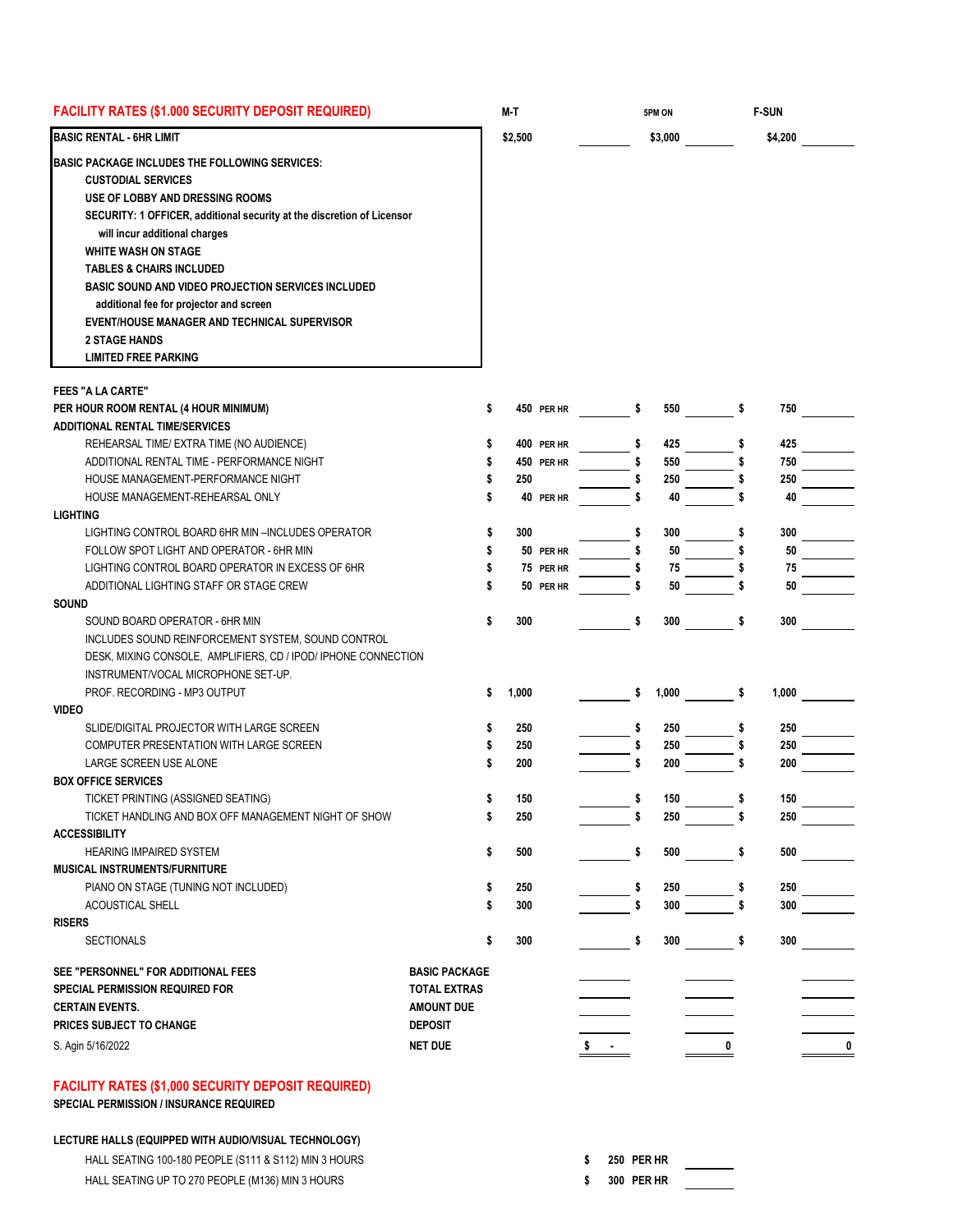## FACILITY RATES ($1.000 SECURITY DEPOSIT REQUIRED)

| | M-T | | 5PM ON | | F-SUN | |
|---|---|---|---|---|---|---|
| **BASIC RENTAL - 6HR LIMIT** | $2,500 | | $3,000 | | $4,200 | |

**BASIC PACKAGE INCLUDES THE FOLLOWING SERVICES:**

- CUSTODIAL SERVICES
- USE OF LOBBY AND DRESSING ROOMS
- SECURITY: 1 OFFICER, additional security at the discretion of Licensor will incur additional charges
- WHITE WASH ON STAGE
- TABLES & CHAIRS INCLUDED
- BASIC SOUND AND VIDEO PROJECTION SERVICES INCLUDED additional fee for projector and screen
- EVENT/HOUSE MANAGER AND TECHNICAL SUPERVISOR
- 2 STAGE HANDS
- LIMITED FREE PARKING

| FEES "A LA CARTE" | M-T | | 5PM ON | | F-SUN | |
|---|---|---|---|---|---|---|
| **PER HOUR ROOM RENTAL (4 HOUR MINIMUM)** | $ 450 PER HR | | $ 550 | | $ 750 | |
| **ADDITIONAL RENTAL TIME/SERVICES** | | | | | | |
| REHEARSAL TIME/ EXTRA TIME (NO AUDIENCE) | $ 400 PER HR | | $ 425 | | $ 425 | |
| ADDITIONAL RENTAL TIME - PERFORMANCE NIGHT | $ 450 PER HR | | $ 550 | | $ 750 | |
| HOUSE MANAGEMENT-PERFORMANCE NIGHT | $ 250 | | $ 250 | | $ 250 | |
| HOUSE MANAGEMENT-REHEARSAL ONLY | $ 40 PER HR | | $ 40 | | $ 40 | |
| **LIGHTING** | | | | | | |
| LIGHTING CONTROL BOARD 6HR MIN –INCLUDES OPERATOR | $ 300 | | $ 300 | | $ 300 | |
| FOLLOW SPOT LIGHT AND OPERATOR - 6HR MIN | $ 50 PER HR | | $ 50 | | $ 50 | |
| LIGHTING CONTROL BOARD OPERATOR IN EXCESS OF 6HR | $ 75 PER HR | | $ 75 | | $ 75 | |
| ADDITIONAL LIGHTING STAFF OR STAGE CREW | $ 50 PER HR | | $ 50 | | $ 50 | |
| **SOUND** | | | | | | |
| SOUND BOARD OPERATOR - 6HR MIN INCLUDES SOUND REINFORCEMENT SYSTEM, SOUND CONTROL DESK, MIXING CONSOLE, AMPLIFIERS, CD / IPOD/ IPHONE CONNECTION INSTRUMENT/VOCAL MICROPHONE SET-UP. | $ 300 | | $ 300 | | $ 300 | |
| PROF. RECORDING - MP3 OUTPUT | $ 1,000 | | $ 1,000 | | $ 1,000 | |
| **VIDEO** | | | | | | |
| SLIDE/DIGITAL PROJECTOR WITH LARGE SCREEN | $ 250 | | $ 250 | | $ 250 | |
| COMPUTER PRESENTATION WITH LARGE SCREEN | $ 250 | | $ 250 | | $ 250 | |
| LARGE SCREEN USE ALONE | $ 200 | | $ 200 | | $ 200 | |
| **BOX OFFICE SERVICES** | | | | | | |
| TICKET PRINTING (ASSIGNED SEATING) | $ 150 | | $ 150 | | $ 150 | |
| TICKET HANDLING AND BOX OFF MANAGEMENT NIGHT OF SHOW | $ 250 | | $ 250 | | $ 250 | |
| **ACCESSIBILITY** | | | | | | |
| HEARING IMPAIRED SYSTEM | $ 500 | | $ 500 | | $ 500 | |
| **MUSICAL INSTRUMENTS/FURNITURE** | | | | | | |
| PIANO ON STAGE (TUNING NOT INCLUDED) | $ 250 | | $ 250 | | $ 250 | |
| ACOUSTICAL SHELL | $ 300 | | $ 300 | | $ 300 | |
| **RISERS** | | | | | | |
| SECTIONALS | $ 300 | | $ 300 | | $ 300 | |

| | | | | |
|---|---|---|---|---|
| **SEE "PERSONNEL" FOR ADDITIONAL FEES** | **BASIC PACKAGE** | | | |
| **SPECIAL PERMISSION REQUIRED FOR** | **TOTAL EXTRAS** | | | |
| **CERTAIN EVENTS.** | **AMOUNT DUE** | | | |
| **PRICES SUBJECT TO CHANGE** | **DEPOSIT** | | | |
| S. Agin 5/16/2022 | **NET DUE** | $ - | 0 | 0 |

## FACILITY RATES ($1,000 SECURITY DEPOSIT REQUIRED)

**SPECIAL PERMISSION / INSURANCE REQUIRED**

**LECTURE HALLS (EQUIPPED WITH AUDIO/VISUAL TECHNOLOGY)**

| | | |
|---|---|---|
| HALL SEATING 100-180 PEOPLE (S111 & S112) MIN 3 HOURS | $ 250 PER HR | |
| HALL SEATING UP TO 270 PEOPLE (M136) MIN 3 HOURS | $ 300 PER HR | |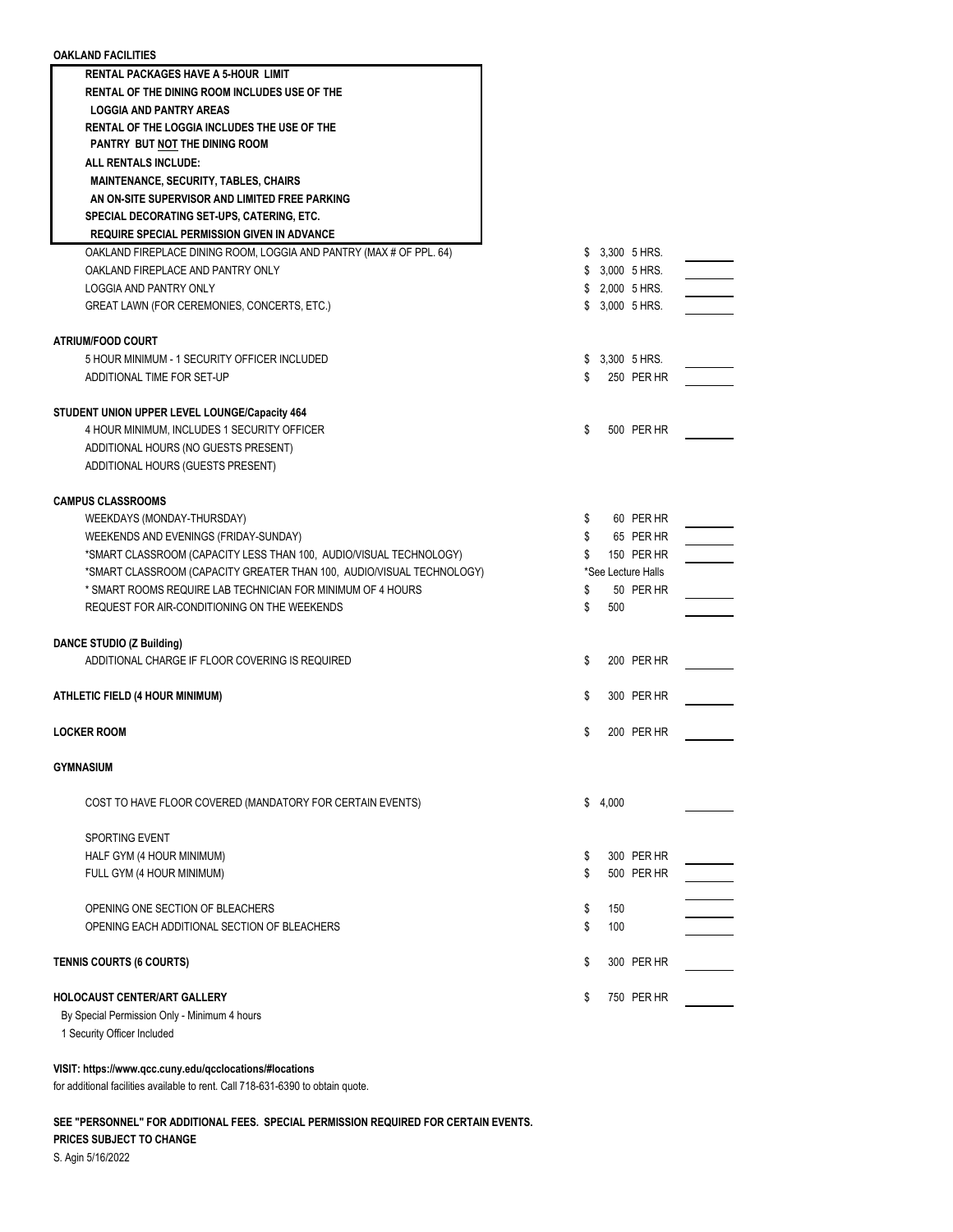**OAKLAND FACILITIES**

> **RENTAL PACKAGES HAVE A 5-HOUR LIMIT**
> **RENTAL OF THE DINING ROOM INCLUDES USE OF THE LOGGIA AND PANTRY AREAS**
> **RENTAL OF THE LOGGIA INCLUDES THE USE OF THE PANTRY BUT NOT THE DINING ROOM**
> **ALL RENTALS INCLUDE:**
> **MAINTENANCE, SECURITY, TABLES, CHAIRS AN ON-SITE SUPERVISOR AND LIMITED FREE PARKING**
> **SPECIAL DECORATING SET-UPS, CATERING, ETC. REQUIRE SPECIAL PERMISSION GIVEN IN ADVANCE**

| Item | Rate | |
|---|---|---|
| OAKLAND FIREPLACE DINING ROOM, LOGGIA AND PANTRY (MAX # OF PPL. 64) | $ 3,300 5 HRS. | ______ |
| OAKLAND FIREPLACE AND PANTRY ONLY | $ 3,000 5 HRS. | ______ |
| LOGGIA AND PANTRY ONLY | $ 2,000 5 HRS. | ______ |
| GREAT LAWN (FOR CEREMONIES, CONCERTS, ETC.) | $ 3,000 5 HRS. | ______ |
| **ATRIUM/FOOD COURT** | | |
| 5 HOUR MINIMUM - 1 SECURITY OFFICER INCLUDED | $ 3,300 5 HRS. | ______ |
| ADDITIONAL TIME FOR SET-UP | $ 250 PER HR | ______ |
| **STUDENT UNION UPPER LEVEL LOUNGE/Capacity 464** | | |
| 4 HOUR MINIMUM, INCLUDES 1 SECURITY OFFICER | $ 500 PER HR | ______ |
| ADDITIONAL HOURS (NO GUESTS PRESENT) | | |
| ADDITIONAL HOURS (GUESTS PRESENT) | | |
| **CAMPUS CLASSROOMS** | | |
| WEEKDAYS (MONDAY-THURSDAY) | $ 60 PER HR | ______ |
| WEEKENDS AND EVENINGS (FRIDAY-SUNDAY) | $ 65 PER HR | ______ |
| *SMART CLASSROOM (CAPACITY LESS THAN 100, AUDIO/VISUAL TECHNOLOGY) | $ 150 PER HR | ______ |
| *SMART CLASSROOM (CAPACITY GREATER THAN 100, AUDIO/VISUAL TECHNOLOGY) | *See Lecture Halls | |
| * SMART ROOMS REQUIRE LAB TECHNICIAN FOR MINIMUM OF 4 HOURS | $ 50 PER HR | ______ |
| REQUEST FOR AIR-CONDITIONING ON THE WEEKENDS | $ 500 | ______ |
| **DANCE STUDIO (Z Building)** | | |
| ADDITIONAL CHARGE IF FLOOR COVERING IS REQUIRED | $ 200 PER HR | ______ |
| **ATHLETIC FIELD (4 HOUR MINIMUM)** | $ 300 PER HR | ______ |
| **LOCKER ROOM** | $ 200 PER HR | ______ |
| **GYMNASIUM** | | |
| COST TO HAVE FLOOR COVERED (MANDATORY FOR CERTAIN EVENTS) | $ 4,000 | ______ |
| SPORTING EVENT | | |
| HALF GYM (4 HOUR MINIMUM) | $ 300 PER HR | ______ |
| FULL GYM (4 HOUR MINIMUM) | $ 500 PER HR | ______ |
| | | ______ |
| OPENING ONE SECTION OF BLEACHERS | $ 150 | ______ |
| OPENING EACH ADDITIONAL SECTION OF BLEACHERS | $ 100 | ______ |
| **TENNIS COURTS (6 COURTS)** | $ 300 PER HR | ______ |
| **HOLOCAUST CENTER/ART GALLERY** | $ 750 PER HR | ______ |
| By Special Permission Only - Minimum 4 hours | | |
| 1 Security Officer Included | | |

**VISIT: https://www.qcc.cuny.edu/qcclocations/#locations**
for additional facilities available to rent. Call 718-631-6390 to obtain quote.

**SEE "PERSONNEL" FOR ADDITIONAL FEES. SPECIAL PERMISSION REQUIRED FOR CERTAIN EVENTS.**
**PRICES SUBJECT TO CHANGE**

S. Agin 5/16/2022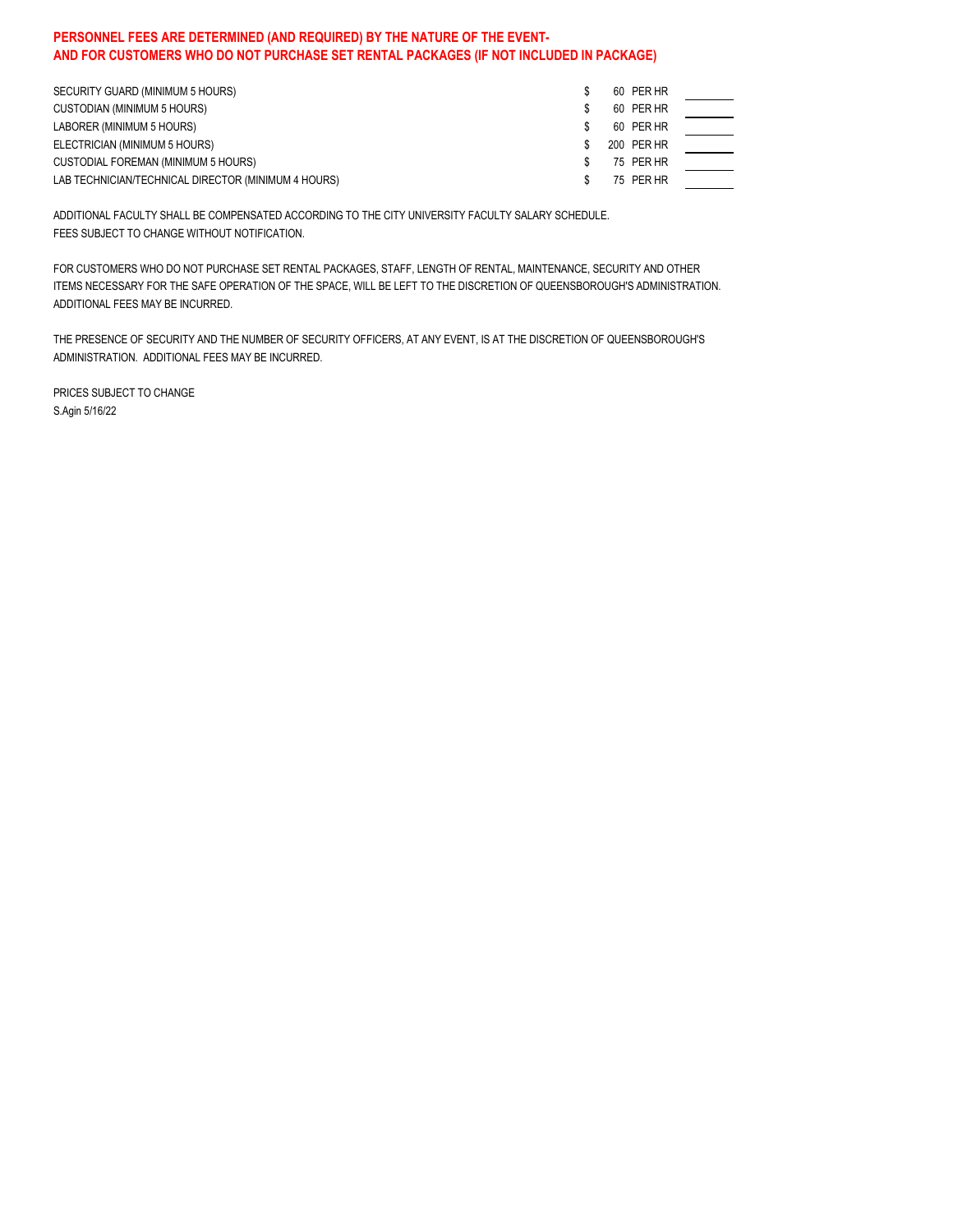**PERSONNEL FEES ARE DETERMINED (AND REQUIRED) BY THE NATURE OF THE EVENT-**
**AND FOR CUSTOMERS WHO DO NOT PURCHASE SET RENTAL PACKAGES (IF NOT INCLUDED IN PACKAGE)**

| | | | | |
|---|---|---|---|---|
| SECURITY GUARD (MINIMUM 5 HOURS) | $ | 60 | PER HR | ______ |
| CUSTODIAN (MINIMUM 5 HOURS) | $ | 60 | PER HR | ______ |
| LABORER (MINIMUM 5 HOURS) | $ | 60 | PER HR | ______ |
| ELECTRICIAN (MINIMUM 5 HOURS) | $ | 200 | PER HR | ______ |
| CUSTODIAL FOREMAN (MINIMUM 5 HOURS) | $ | 75 | PER HR | ______ |
| LAB TECHNICIAN/TECHNICAL DIRECTOR (MINIMUM 4 HOURS) | $ | 75 | PER HR | ______ |

ADDITIONAL FACULTY SHALL BE COMPENSATED ACCORDING TO THE CITY UNIVERSITY FACULTY SALARY SCHEDULE.
FEES SUBJECT TO CHANGE WITHOUT NOTIFICATION.

FOR CUSTOMERS WHO DO NOT PURCHASE SET RENTAL PACKAGES, STAFF, LENGTH OF RENTAL, MAINTENANCE, SECURITY AND OTHER ITEMS NECESSARY FOR THE SAFE OPERATION OF THE SPACE, WILL BE LEFT TO THE DISCRETION OF QUEENSBOROUGH'S ADMINISTRATION. ADDITIONAL FEES MAY BE INCURRED.

THE PRESENCE OF SECURITY AND THE NUMBER OF SECURITY OFFICERS, AT ANY EVENT, IS AT THE DISCRETION OF QUEENSBOROUGH'S ADMINISTRATION. ADDITIONAL FEES MAY BE INCURRED.

PRICES SUBJECT TO CHANGE
S.Agin 5/16/22